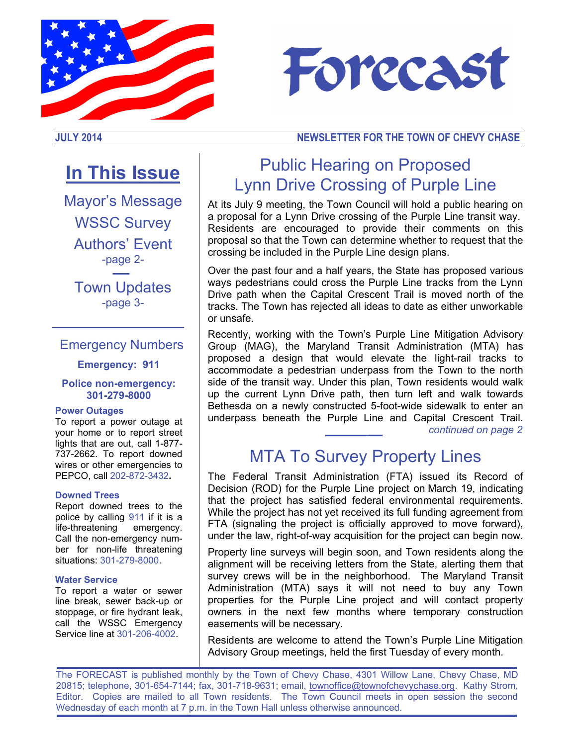# Forecast

**JULY 2014** — **NEWSLETTER FOR THE TOWN OF CHEVY CHASE**

## Public Hearing on Proposed Lynn Drive Crossing of Purple Line

At its July 9 meeting, the Town Council will hold a public hearing on a proposal for a Lynn Drive crossing of the Purple Line transit way. Residents are encouraged to provide their comments on this proposal so that the Town can determine whether to request that the crossing be included in the Purple Line design plans.

Over the past four and a half years, the State has proposed various ways pedestrians could cross the Purple Line tracks from the Lynn Drive path when the Capital Crescent Trail is moved north of the tracks. The Town has rejected all ideas to date as either unworkable or unsafe.

Recently, working with the Town's Purple Line Mitigation Advisory Group (MAG), the Maryland Transit Administration (MTA) has proposed a design that would elevate the light-rail tracks to accommodate a pedestrian underpass from the Town to the north side of the transit way. Under this plan, Town residents would walk up the current Lynn Drive path, then turn left and walk towards Bethesda on a newly constructed 5-foot-wide sidewalk to enter an underpass beneath the Purple Line and Capital Crescent Trail.

*continued on page 2*

## MTA To Survey Property Lines

The Federal Transit Administration (FTA) issued its Record of Decision (ROD) for the Purple Line project on March 19, indicating that the project has satisfied federal environmental requirements. While the project has not yet received its full funding agreement from FTA (signaling the project is officially approved to move forward), under the law, right-of-way acquisition for the project can begin now.

Property line surveys will begin soon, and Town residents along the alignment will be receiving letters from the State, alerting them that survey crews will be in the neighborhood. The Maryland Transit Administration (MTA) says it will not need to buy any Town properties for the Purple Line project and will contact property owners in the next few months where temporary construction easements will be necessary.

Residents are welcome to attend the Town's Purple Line Mitigation Advisory Group meetings, held the first Tuesday of every month.

---

## In This Issue

Mayor's Message
WSSC Survey
Authors' Event
-page 2-

Town Updates
-page 3-

---

### Emergency Numbers

**Emergency: 911**

**Police non-emergency: 301-279-8000**

**Power Outages**
To report a power outage at your home or to report street lights that are out, call 1-877-737-2662. To report downed wires or other emergencies to PEPCO, call 202-872-3432.

**Downed Trees**
Report downed trees to the police by calling 911 if it is a life-threatening emergency. Call the non-emergency number for non-life threatening situations: 301-279-8000.

**Water Service**
To report a water or sewer line break, sewer back-up or stoppage, or fire hydrant leak, call the WSSC Emergency Service line at 301-206-4002.

---

The FORECAST is published monthly by the Town of Chevy Chase, 4301 Willow Lane, Chevy Chase, MD 20815; telephone, 301-654-7144; fax, 301-718-9631; email, townoffice@townofchevychase.org. Kathy Strom, Editor. Copies are mailed to all Town residents. The Town Council meets in open session the second Wednesday of each month at 7 p.m. in the Town Hall unless otherwise announced.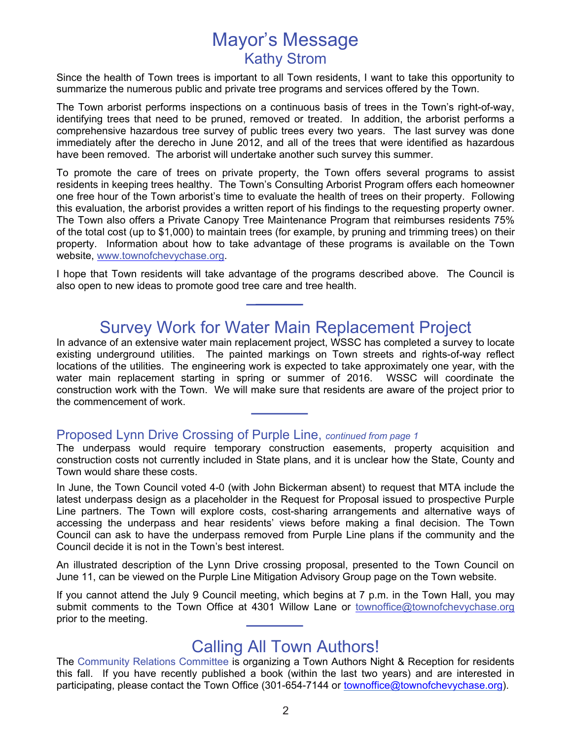# Mayor's Message

## Kathy Strom

Since the health of Town trees is important to all Town residents, I want to take this opportunity to summarize the numerous public and private tree programs and services offered by the Town.

The Town arborist performs inspections on a continuous basis of trees in the Town's right-of-way, identifying trees that need to be pruned, removed or treated. In addition, the arborist performs a comprehensive hazardous tree survey of public trees every two years. The last survey was done immediately after the derecho in June 2012, and all of the trees that were identified as hazardous have been removed. The arborist will undertake another such survey this summer.

To promote the care of trees on private property, the Town offers several programs to assist residents in keeping trees healthy. The Town's Consulting Arborist Program offers each homeowner one free hour of the Town arborist's time to evaluate the health of trees on their property. Following this evaluation, the arborist provides a written report of his findings to the requesting property owner. The Town also offers a Private Canopy Tree Maintenance Program that reimburses residents 75% of the total cost (up to $1,000) to maintain trees (for example, by pruning and trimming trees) on their property. Information about how to take advantage of these programs is available on the Town website, www.townofchevychase.org.

I hope that Town residents will take advantage of the programs described above. The Council is also open to new ideas to promote good tree care and tree health.

---

# Survey Work for Water Main Replacement Project

In advance of an extensive water main replacement project, WSSC has completed a survey to locate existing underground utilities. The painted markings on Town streets and rights-of-way reflect locations of the utilities. The engineering work is expected to take approximately one year, with the water main replacement starting in spring or summer of 2016. WSSC will coordinate the construction work with the Town. We will make sure that residents are aware of the project prior to the commencement of work.

---

## Proposed Lynn Drive Crossing of Purple Line, *continued from page 1*

The underpass would require temporary construction easements, property acquisition and construction costs not currently included in State plans, and it is unclear how the State, County and Town would share these costs.

In June, the Town Council voted 4-0 (with John Bickerman absent) to request that MTA include the latest underpass design as a placeholder in the Request for Proposal issued to prospective Purple Line partners. The Town will explore costs, cost-sharing arrangements and alternative ways of accessing the underpass and hear residents' views before making a final decision. The Town Council can ask to have the underpass removed from Purple Line plans if the community and the Council decide it is not in the Town's best interest.

An illustrated description of the Lynn Drive crossing proposal, presented to the Town Council on June 11, can be viewed on the Purple Line Mitigation Advisory Group page on the Town website.

If you cannot attend the July 9 Council meeting, which begins at 7 p.m. in the Town Hall, you may submit comments to the Town Office at 4301 Willow Lane or townoffice@townofchevychase.org prior to the meeting.

---

# Calling All Town Authors!

The Community Relations Committee is organizing a Town Authors Night & Reception for residents this fall. If you have recently published a book (within the last two years) and are interested in participating, please contact the Town Office (301-654-7144 or townoffice@townofchevychase.org).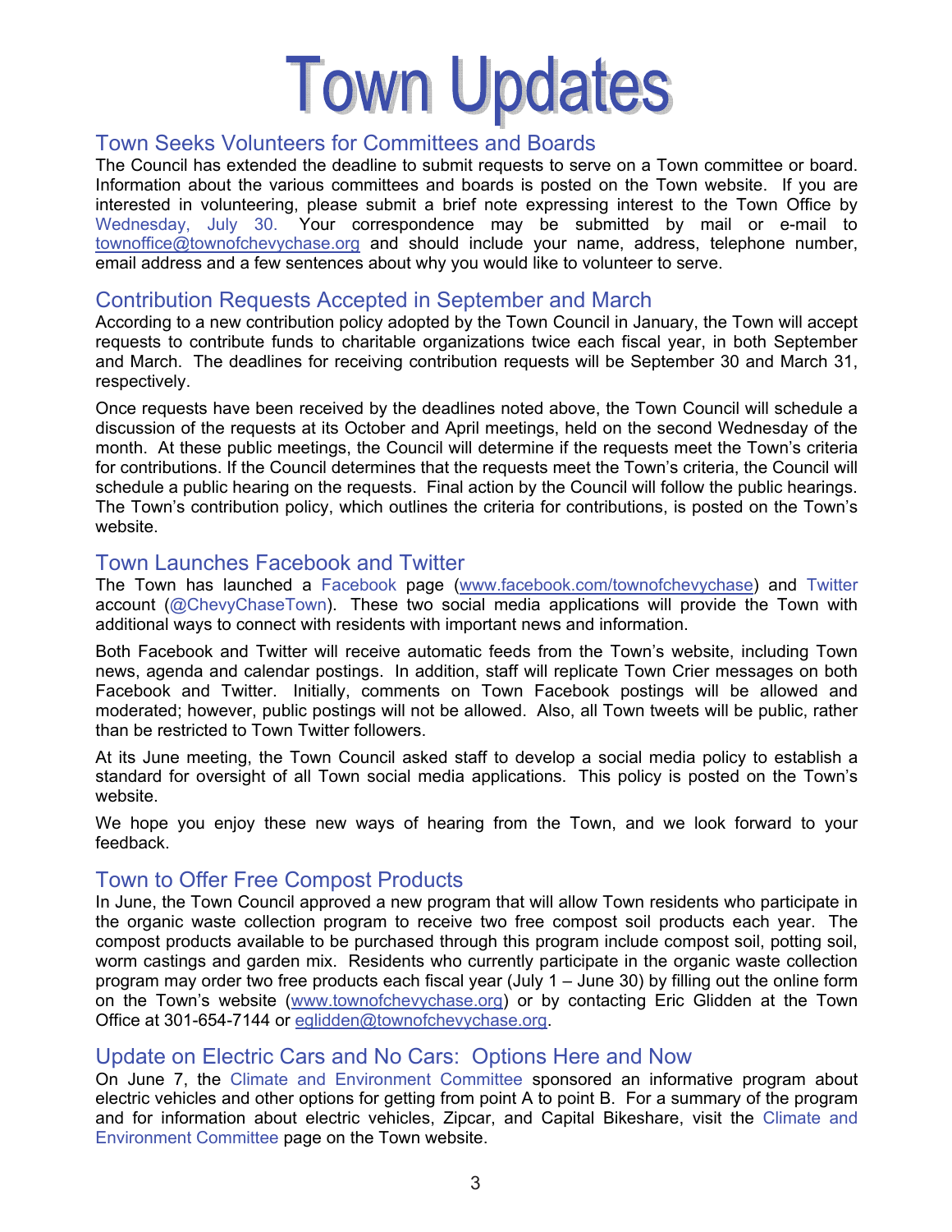# Town Updates

## Town Seeks Volunteers for Committees and Boards

The Council has extended the deadline to submit requests to serve on a Town committee or board. Information about the various committees and boards is posted on the Town website. If you are interested in volunteering, please submit a brief note expressing interest to the Town Office by Wednesday, July 30. Your correspondence may be submitted by mail or e-mail to townoffice@townofchevychase.org and should include your name, address, telephone number, email address and a few sentences about why you would like to volunteer to serve.

## Contribution Requests Accepted in September and March

According to a new contribution policy adopted by the Town Council in January, the Town will accept requests to contribute funds to charitable organizations twice each fiscal year, in both September and March. The deadlines for receiving contribution requests will be September 30 and March 31, respectively.

Once requests have been received by the deadlines noted above, the Town Council will schedule a discussion of the requests at its October and April meetings, held on the second Wednesday of the month. At these public meetings, the Council will determine if the requests meet the Town's criteria for contributions. If the Council determines that the requests meet the Town's criteria, the Council will schedule a public hearing on the requests. Final action by the Council will follow the public hearings. The Town's contribution policy, which outlines the criteria for contributions, is posted on the Town's website.

## Town Launches Facebook and Twitter

The Town has launched a Facebook page (www.facebook.com/townofchevychase) and Twitter account (@ChevyChaseTown). These two social media applications will provide the Town with additional ways to connect with residents with important news and information.

Both Facebook and Twitter will receive automatic feeds from the Town's website, including Town news, agenda and calendar postings. In addition, staff will replicate Town Crier messages on both Facebook and Twitter. Initially, comments on Town Facebook postings will be allowed and moderated; however, public postings will not be allowed. Also, all Town tweets will be public, rather than be restricted to Town Twitter followers.

At its June meeting, the Town Council asked staff to develop a social media policy to establish a standard for oversight of all Town social media applications. This policy is posted on the Town's website.

We hope you enjoy these new ways of hearing from the Town, and we look forward to your feedback.

## Town to Offer Free Compost Products

In June, the Town Council approved a new program that will allow Town residents who participate in the organic waste collection program to receive two free compost soil products each year. The compost products available to be purchased through this program include compost soil, potting soil, worm castings and garden mix. Residents who currently participate in the organic waste collection program may order two free products each fiscal year (July 1 – June 30) by filling out the online form on the Town's website (www.townofchevychase.org) or by contacting Eric Glidden at the Town Office at 301-654-7144 or eglidden@townofchevychase.org.

## Update on Electric Cars and No Cars: Options Here and Now

On June 7, the Climate and Environment Committee sponsored an informative program about electric vehicles and other options for getting from point A to point B. For a summary of the program and for information about electric vehicles, Zipcar, and Capital Bikeshare, visit the Climate and Environment Committee page on the Town website.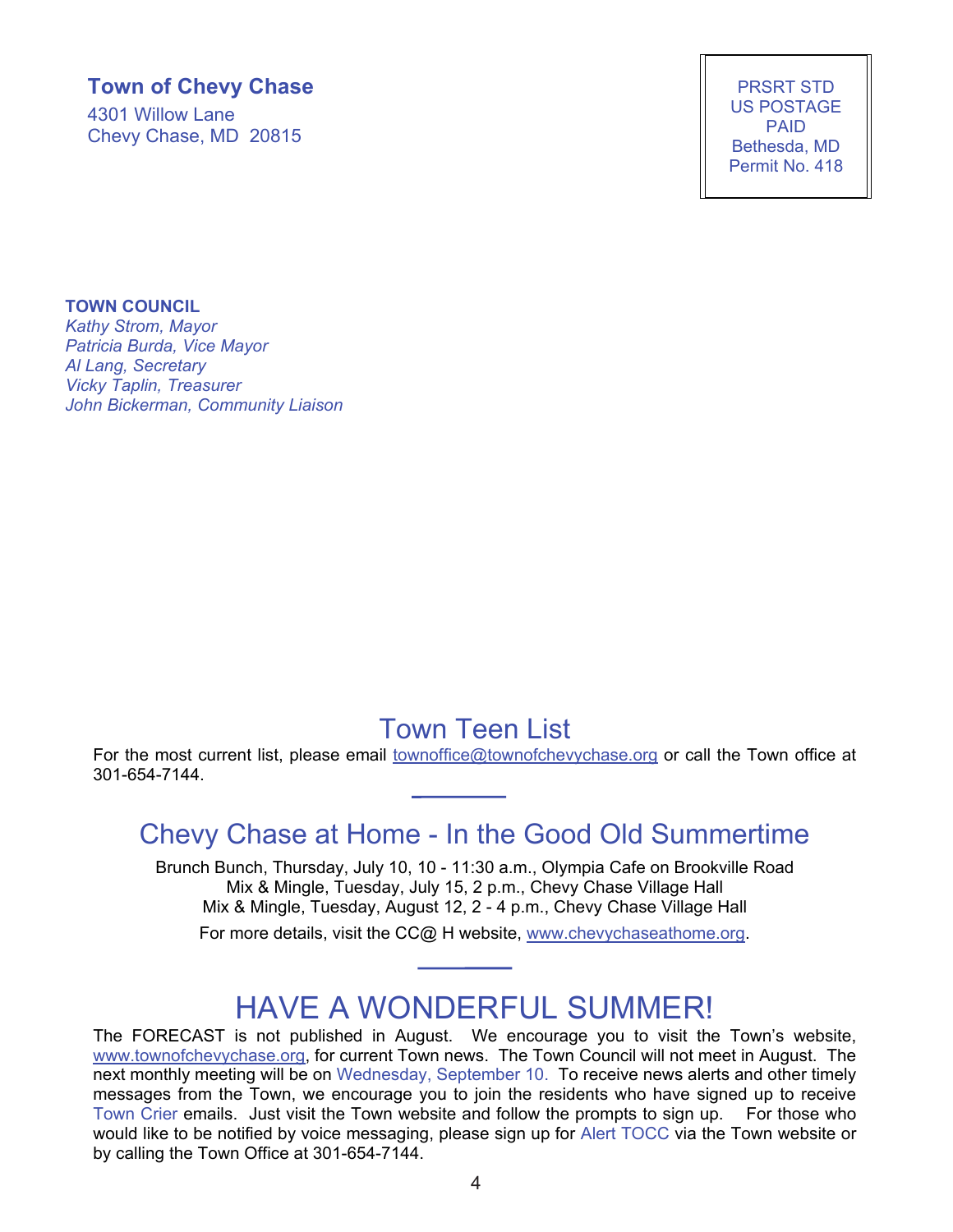**Town of Chevy Chase**
4301 Willow Lane
Chevy Chase, MD 20815

PRSRT STD
US POSTAGE
PAID
Bethesda, MD
Permit No. 418

**TOWN COUNCIL**
*Kathy Strom, Mayor*
*Patricia Burda, Vice Mayor*
*Al Lang, Secretary*
*Vicky Taplin, Treasurer*
*John Bickerman, Community Liaison*

## Town Teen List

For the most current list, please email townoffice@townofchevychase.org or call the Town office at 301-654-7144.

---

## Chevy Chase at Home - In the Good Old Summertime

Brunch Bunch, Thursday, July 10, 10 - 11:30 a.m., Olympia Cafe on Brookville Road
Mix & Mingle, Tuesday, July 15, 2 p.m., Chevy Chase Village Hall
Mix & Mingle, Tuesday, August 12, 2 - 4 p.m., Chevy Chase Village Hall

For more details, visit the CC@ H website, www.chevychaseathome.org.

---

## HAVE A WONDERFUL SUMMER!

The FORECAST is not published in August. We encourage you to visit the Town's website, www.townofchevychase.org, for current Town news. The Town Council will not meet in August. The next monthly meeting will be on Wednesday, September 10. To receive news alerts and other timely messages from the Town, we encourage you to join the residents who have signed up to receive Town Crier emails. Just visit the Town website and follow the prompts to sign up. For those who would like to be notified by voice messaging, please sign up for Alert TOCC via the Town website or by calling the Town Office at 301-654-7144.